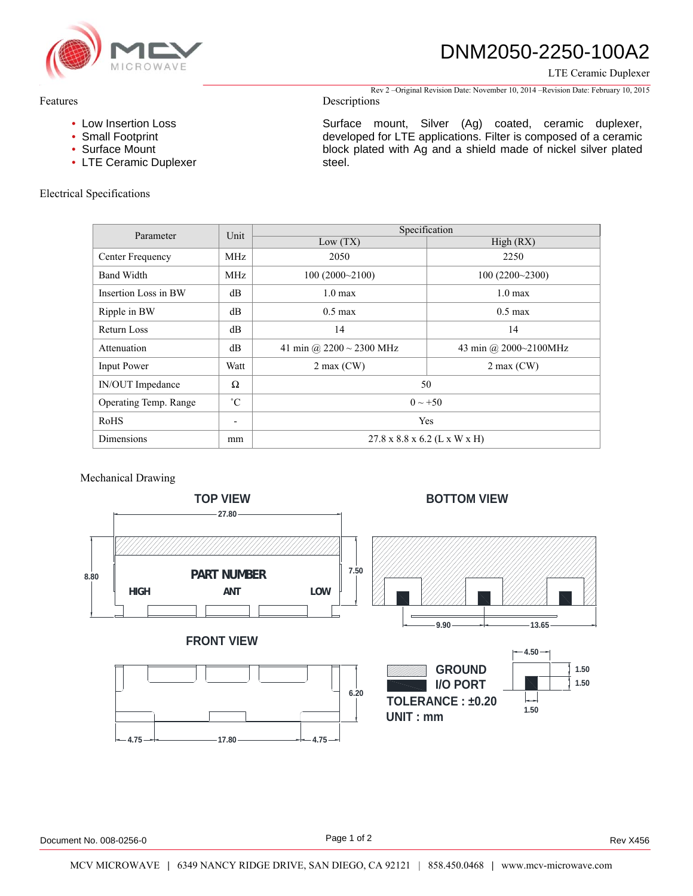# DNM2050-2250-100A2

LTE Ceramic Duplexer

Rev 2 –Original Revision Date: November 10, 2014 –Revision Date: February 10, 2015

## Features

- Low Insertion Loss
- Small Footprint
- Surface Mount
- LTE Ceramic Duplexer

## Descriptions

Surface mount, Silver (Ag) coated, ceramic duplexer, developed for LTE applications. Filter is composed of a ceramic block plated with Ag and a shield made of nickel silver plated steel.

## Electrical Specifications

| Parameter | Unit | Specification | |
|---|---|---|---|
| | | Low (TX) | High (RX) |
| Center Frequency | MHz | 2050 | 2250 |
| Band Width | MHz | 100 (2000~2100) | 100 (2200~2300) |
| Insertion Loss in BW | dB | 1.0 max | 1.0 max |
| Ripple in BW | dB | 0.5 max | 0.5 max |
| Return Loss | dB | 14 | 14 |
| Attenuation | dB | 41 min @ 2200 ~ 2300 MHz | 43 min @ 2000~2100MHz |
| Input Power | Watt | 2 max (CW) | 2 max (CW) |
| IN/OUT Impedance | Ω | 50 | |
| Operating Temp. Range | ˚C | 0 ~ +50 | |
| RoHS | - | Yes | |
| Dimensions | mm | 27.8 x 8.8 x 6.2 (L x W x H) | |

## Mechanical Drawing

TOP VIEW

27.80

8.80

7.50

PART NUMBER

HIGH ANT LOW

BOTTOM VIEW

9.90

13.65

FRONT VIEW

6.20

4.75 17.80 4.75

GROUND

I/O PORT

TOLERANCE : ±0.20

UNIT : mm

4.50

1.50

1.50

1.50

Document No. 008-0256-0

Rev X456

MCV MICROWAVE | 6349 NANCY RIDGE DRIVE, SAN DIEGO, CA 92121 | 858.450.0468 | www.mcv-microwave.com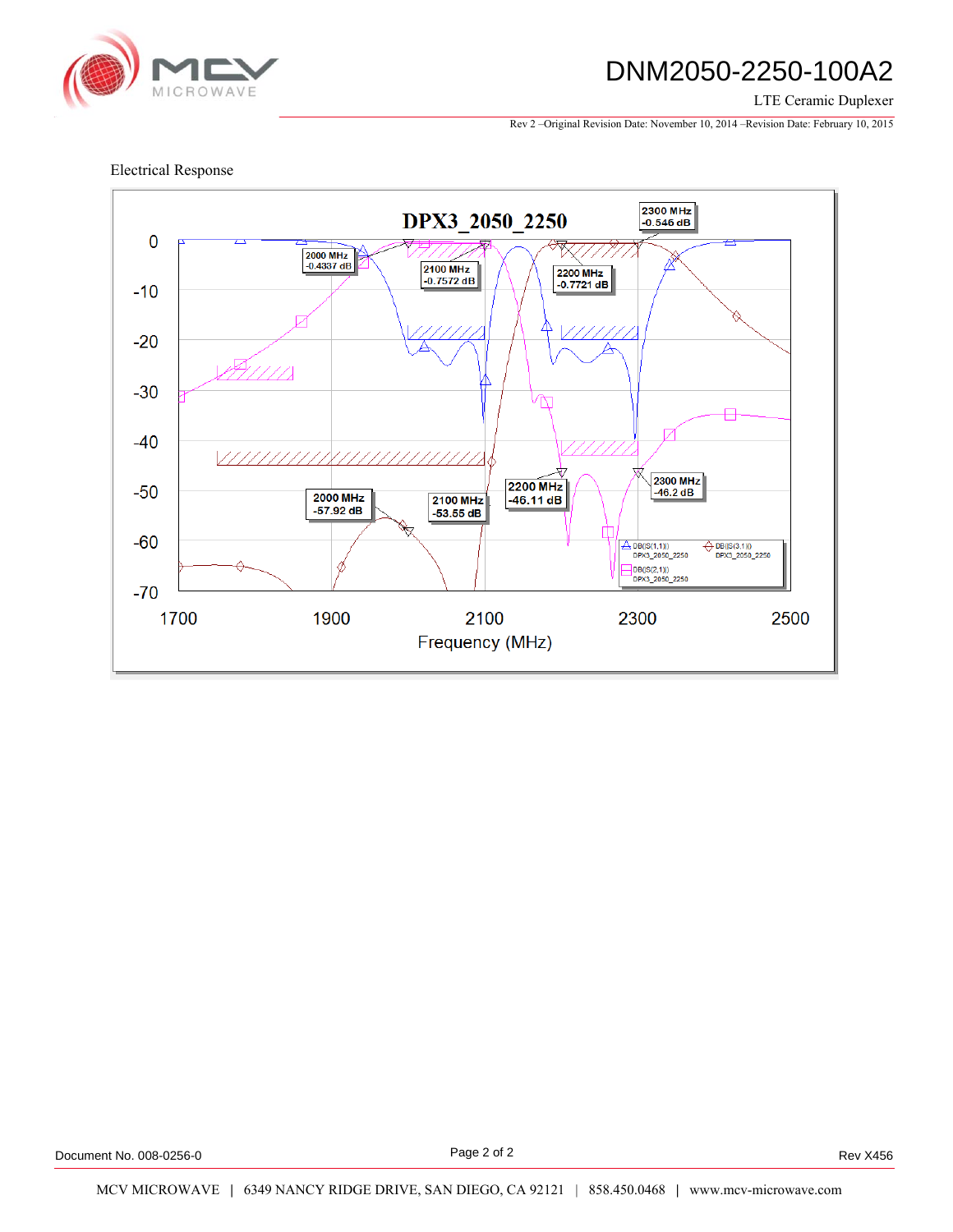# DNM2050-2250-100A2

LTE Ceramic Duplexer

Rev 2 –Original Revision Date: November 10, 2014 –Revision Date: February 10, 2015

Electrical Response

DPX3_2050_2250

2300 MHz
-0.546 dB

2000 MHz
-0.4337 dB

2100 MHz
-0.7572 dB

2200 MHz
-0.7721 dB

2000 MHz
-57.92 dB

2100 MHz
-53.55 dB

2200 MHz
-46.11 dB

2300 MHz
-46.2 dB

DB(|S(1,1)|)
DPX3_2050_2250

DB(|S(3,1)|)
DPX3_2050_2250

DB(|S(2,1)|)
DPX3_2050_2250

0
-10
-20
-30
-40
-50
-60
-70

1700 1900 2100 2300 2500

Frequency (MHz)

Document No. 008-0256-0

Rev X456

MCV MICROWAVE | 6349 NANCY RIDGE DRIVE, SAN DIEGO, CA 92121 | 858.450.0468 | www.mcv-microwave.com